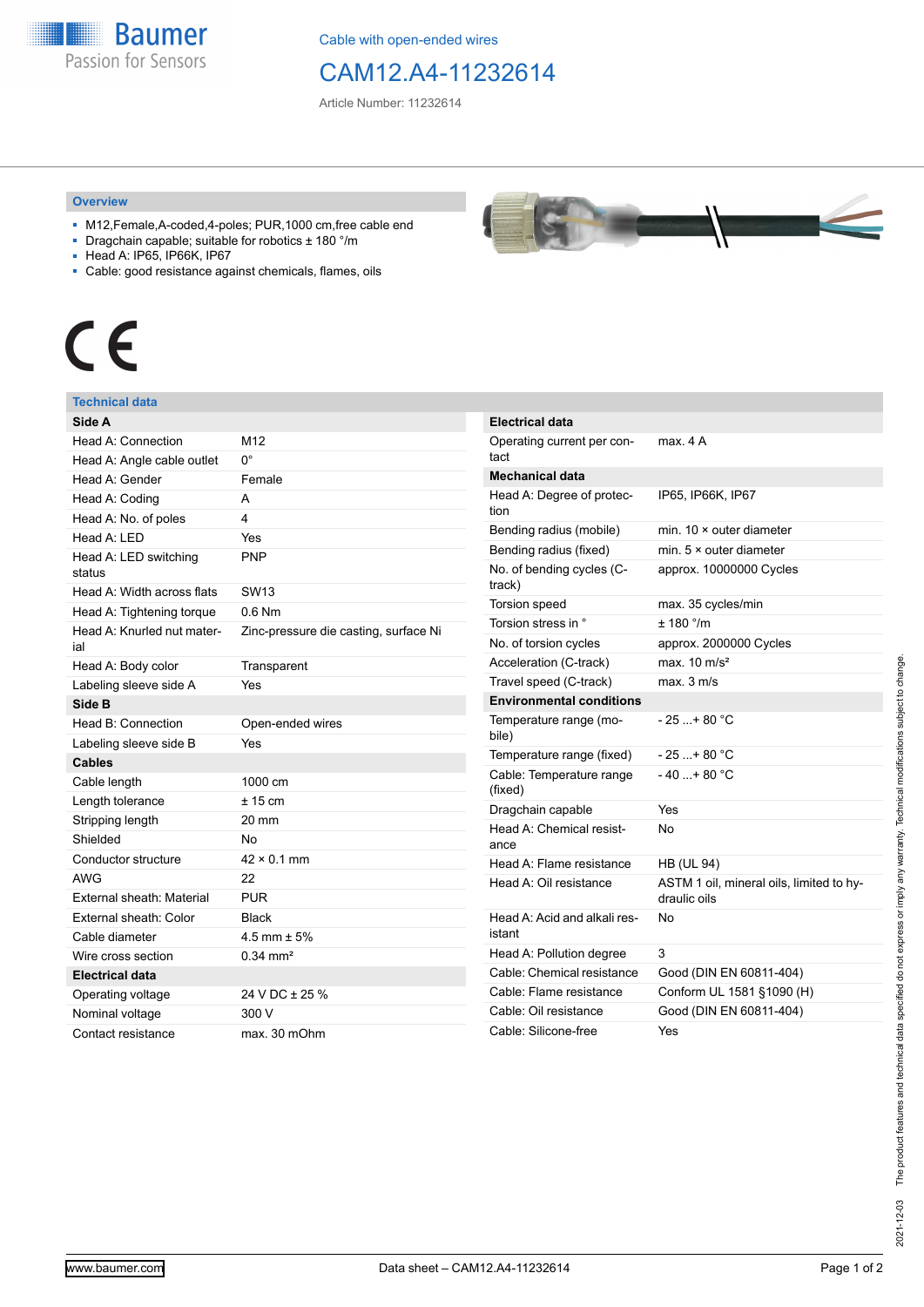Cable with open-ended wires

# CAM12.A4-11232614

Article Number: 11232614

## Overview

- M12,Female,A-coded,4-poles; PUR,1000 cm,free cable end
- Dragchain capable; suitable for robotics ± 180 °/m
- Head A: IP65, IP66K, IP67
- Cable: good resistance against chemicals, flames, oils

CE

## Technical data

| **Side A** | |
|---|---|
| Head A: Connection | M12 |
| Head A: Angle cable outlet | 0° |
| Head A: Gender | Female |
| Head A: Coding | A |
| Head A: No. of poles | 4 |
| Head A: LED | Yes |
| Head A: LED switching status | PNP |
| Head A: Width across flats | SW13 |
| Head A: Tightening torque | 0.6 Nm |
| Head A: Knurled nut material | Zinc-pressure die casting, surface Ni |
| Head A: Body color | Transparent |
| Labeling sleeve side A | Yes |
| **Side B** | |
| Head B: Connection | Open-ended wires |
| Labeling sleeve side B | Yes |
| **Cables** | |
| Cable length | 1000 cm |
| Length tolerance | ± 15 cm |
| Stripping length | 20 mm |
| Shielded | No |
| Conductor structure | 42 × 0.1 mm |
| AWG | 22 |
| External sheath: Material | PUR |
| External sheath: Color | Black |
| Cable diameter | 4.5 mm ± 5% |
| Wire cross section | 0.34 mm² |
| **Electrical data** | |
| Operating voltage | 24 V DC ± 25 % |
| Nominal voltage | 300 V |
| Contact resistance | max. 30 mOhm |

| **Electrical data** | |
|---|---|
| Operating current per contact | max. 4 A |
| **Mechanical data** | |
| Head A: Degree of protection | IP65, IP66K, IP67 |
| Bending radius (mobile) | min. 10 × outer diameter |
| Bending radius (fixed) | min. 5 × outer diameter |
| No. of bending cycles (C-track) | approx. 10000000 Cycles |
| Torsion speed | max. 35 cycles/min |
| Torsion stress in ° | ± 180 °/m |
| No. of torsion cycles | approx. 2000000 Cycles |
| Acceleration (C-track) | max. 10 m/s² |
| Travel speed (C-track) | max. 3 m/s |
| **Environmental conditions** | |
| Temperature range (mobile) | - 25 ...+ 80 °C |
| Temperature range (fixed) | - 25 ...+ 80 °C |
| Cable: Temperature range (fixed) | - 40 ...+ 80 °C |
| Dragchain capable | Yes |
| Head A: Chemical resistance | No |
| Head A: Flame resistance | HB (UL 94) |
| Head A: Oil resistance | ASTM 1 oil, mineral oils, limited to hydraulic oils |
| Head A: Acid and alkali resistant | No |
| Head A: Pollution degree | 3 |
| Cable: Chemical resistance | Good (DIN EN 60811-404) |
| Cable: Flame resistance | Conform UL 1581 §1090 (H) |
| Cable: Oil resistance | Good (DIN EN 60811-404) |
| Cable: Silicone-free | Yes |

2021-12-03 The product features and technical data specified do not express or imply any warranty. Technical modifications subject to change.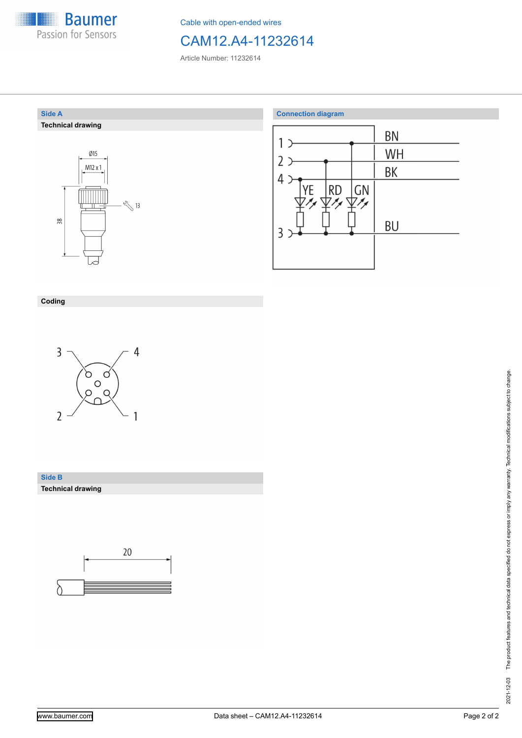Cable with open-ended wires

# CAM12.A4-11232614

Article Number: 11232614

## Side A

### Technical drawing

Ø15

M12 x 1

13

38

## Connection diagram

1
2
4
3

BN
WH
BK
YE
RD
GN
BU

### Coding

3
4
2
1

## Side B

### Technical drawing

20

2021-12-03 The product features and technical data specified do not express or imply any warranty. Technical modifications subject to change.

www.baumer.com

Data sheet – CAM12.A4-11232614